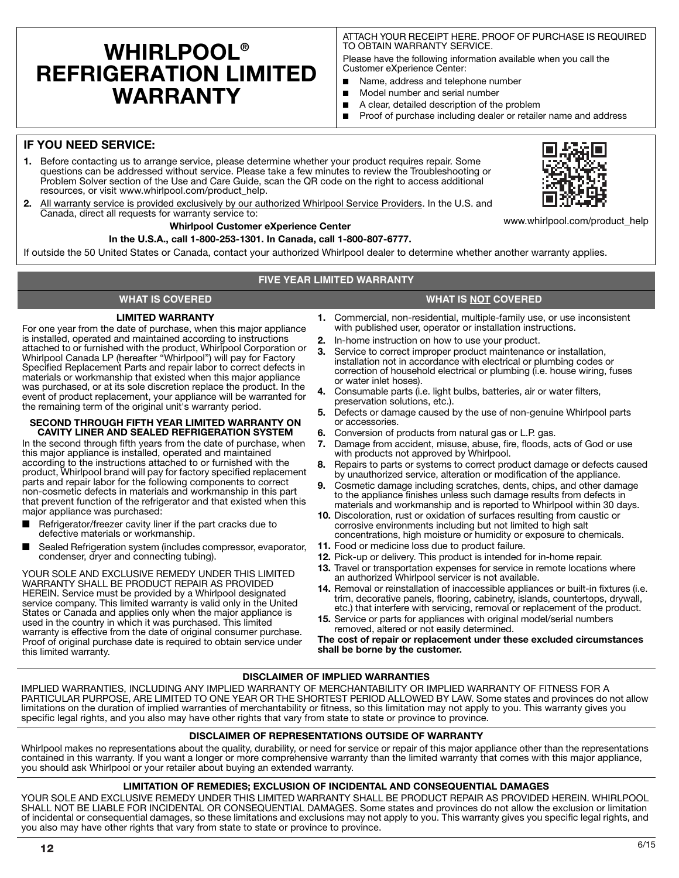# WHIRLPOOL® REFRIGERATION LIMITED WARRANTY

ATTACH YOUR RECEIPT HERE. PROOF OF PURCHASE IS REQUIRED TO OBTAIN WARRANTY SERVICE.

Please have the following information available when you call the Customer eXperience Center:

- Name, address and telephone number
- Model number and serial number
- A clear, detailed description of the problem
- Proof of purchase including dealer or retailer name and address

## IF YOU NEED SERVICE:

1. Before contacting us to arrange service, please determine whether your product requires repair. Some questions can be addressed without service. Please take a few minutes to review the Troubleshooting or Problem Solver section of the Use and Care Guide, scan the QR code on the right to access additional resources, or visit www.whirlpool.com/product_help.
2. <u>All warranty service is provided exclusively by our authorized Whirlpool Service Providers</u>. In the U.S. and Canada, direct all requests for warranty service to:

**Whirlpool Customer eXperience Center**

**In the U.S.A., call 1-800-253-1301. In Canada, call 1-800-807-6777.**

www.whirlpool.com/product_help

If outside the 50 United States or Canada, contact your authorized Whirlpool dealer to determine whether another warranty applies.

## FIVE YEAR LIMITED WARRANTY

### WHAT IS COVERED

**LIMITED WARRANTY**

For one year from the date of purchase, when this major appliance is installed, operated and maintained according to instructions attached to or furnished with the product, Whirlpool Corporation or Whirlpool Canada LP (hereafter "Whirlpool") will pay for Factory Specified Replacement Parts and repair labor to correct defects in materials or workmanship that existed when this major appliance was purchased, or at its sole discretion replace the product. In the event of product replacement, your appliance will be warranted for the remaining term of the original unit's warranty period.

**SECOND THROUGH FIFTH YEAR LIMITED WARRANTY ON CAVITY LINER AND SEALED REFRIGERATION SYSTEM**

In the second through fifth years from the date of purchase, when this major appliance is installed, operated and maintained according to the instructions attached to or furnished with the product, Whirlpool brand will pay for factory specified replacement parts and repair labor for the following components to correct non-cosmetic defects in materials and workmanship in this part that prevent function of the refrigerator and that existed when this major appliance was purchased:

- Refrigerator/freezer cavity liner if the part cracks due to defective materials or workmanship.
- Sealed Refrigeration system (includes compressor, evaporator, condenser, dryer and connecting tubing).

YOUR SOLE AND EXCLUSIVE REMEDY UNDER THIS LIMITED WARRANTY SHALL BE PRODUCT REPAIR AS PROVIDED HEREIN. Service must be provided by a Whirlpool designated service company. This limited warranty is valid only in the United States or Canada and applies only when the major appliance is used in the country in which it was purchased. This limited warranty is effective from the date of original consumer purchase. Proof of original purchase date is required to obtain service under this limited warranty.

### WHAT IS NOT COVERED

1. Commercial, non-residential, multiple-family use, or use inconsistent with published user, operator or installation instructions.
2. In-home instruction on how to use your product.
3. Service to correct improper product maintenance or installation, installation not in accordance with electrical or plumbing codes or correction of household electrical or plumbing (i.e. house wiring, fuses or water inlet hoses).
4. Consumable parts (i.e. light bulbs, batteries, air or water filters, preservation solutions, etc.).
5. Defects or damage caused by the use of non-genuine Whirlpool parts or accessories.
6. Conversion of products from natural gas or L.P. gas.
7. Damage from accident, misuse, abuse, fire, floods, acts of God or use with products not approved by Whirlpool.
8. Repairs to parts or systems to correct product damage or defects caused by unauthorized service, alteration or modification of the appliance.
9. Cosmetic damage including scratches, dents, chips, and other damage to the appliance finishes unless such damage results from defects in materials and workmanship and is reported to Whirlpool within 30 days.
10. Discoloration, rust or oxidation of surfaces resulting from caustic or corrosive environments including but not limited to high salt concentrations, high moisture or humidity or exposure to chemicals.
11. Food or medicine loss due to product failure.
12. Pick-up or delivery. This product is intended for in-home repair.
13. Travel or transportation expenses for service in remote locations where an authorized Whirlpool servicer is not available.
14. Removal or reinstallation of inaccessible appliances or built-in fixtures (i.e. trim, decorative panels, flooring, cabinetry, islands, countertops, drywall, etc.) that interfere with servicing, removal or replacement of the product.
15. Service or parts for appliances with original model/serial numbers removed, altered or not easily determined.

**The cost of repair or replacement under these excluded circumstances shall be borne by the customer.**

## DISCLAIMER OF IMPLIED WARRANTIES

IMPLIED WARRANTIES, INCLUDING ANY IMPLIED WARRANTY OF MERCHANTABILITY OR IMPLIED WARRANTY OF FITNESS FOR A PARTICULAR PURPOSE, ARE LIMITED TO ONE YEAR OR THE SHORTEST PERIOD ALLOWED BY LAW. Some states and provinces do not allow limitations on the duration of implied warranties of merchantability or fitness, so this limitation may not apply to you. This warranty gives you specific legal rights, and you also may have other rights that vary from state to state or province to province.

## DISCLAIMER OF REPRESENTATIONS OUTSIDE OF WARRANTY

Whirlpool makes no representations about the quality, durability, or need for service or repair of this major appliance other than the representations contained in this warranty. If you want a longer or more comprehensive warranty than the limited warranty that comes with this major appliance, you should ask Whirlpool or your retailer about buying an extended warranty.

## LIMITATION OF REMEDIES; EXCLUSION OF INCIDENTAL AND CONSEQUENTIAL DAMAGES

YOUR SOLE AND EXCLUSIVE REMEDY UNDER THIS LIMITED WARRANTY SHALL BE PRODUCT REPAIR AS PROVIDED HEREIN. WHIRLPOOL SHALL NOT BE LIABLE FOR INCIDENTAL OR CONSEQUENTIAL DAMAGES. Some states and provinces do not allow the exclusion or limitation of incidental or consequential damages, so these limitations and exclusions may not apply to you. This warranty gives you specific legal rights, and you also may have other rights that vary from state to state or province to province.

6/15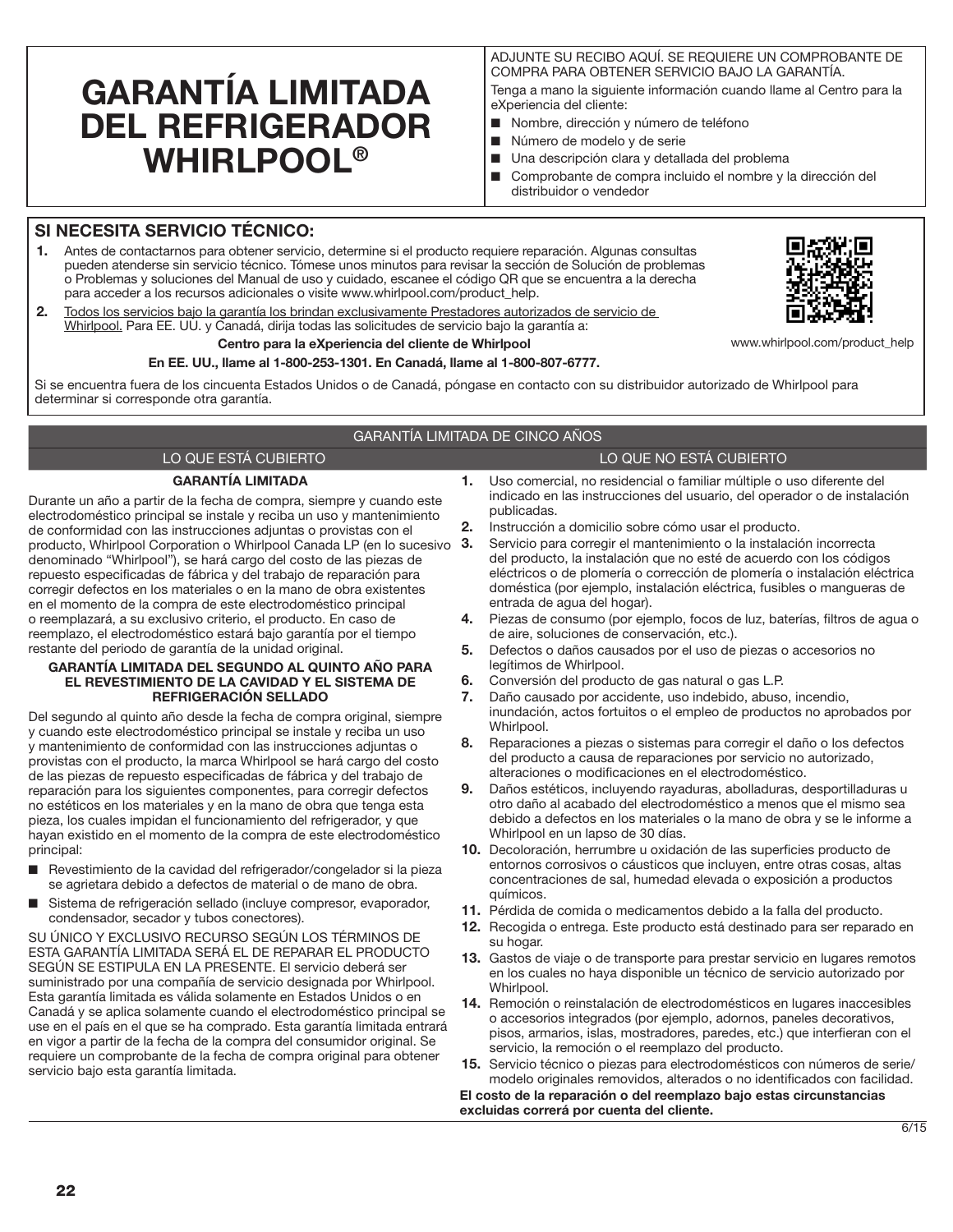# GARANTÍA LIMITADA DEL REFRIGERADOR WHIRLPOOL®

ADJUNTE SU RECIBO AQUÍ. SE REQUIERE UN COMPROBANTE DE COMPRA PARA OBTENER SERVICIO BAJO LA GARANTÍA.

Tenga a mano la siguiente información cuando llame al Centro para la eXperiencia del cliente:

- Nombre, dirección y número de teléfono
- Número de modelo y de serie
- Una descripción clara y detallada del problema
- Comprobante de compra incluido el nombre y la dirección del distribuidor o vendedor

## SI NECESITA SERVICIO TÉCNICO:

1. Antes de contactarnos para obtener servicio, determine si el producto requiere reparación. Algunas consultas pueden atenderse sin servicio técnico. Tómese unos minutos para revisar la sección de Solución de problemas o Problemas y soluciones del Manual de uso y cuidado, escanee el código QR que se encuentra a la derecha para acceder a los recursos adicionales o visite www.whirlpool.com/product_help.
2. Todos los servicios bajo la garantía los brindan exclusivamente Prestadores autorizados de servicio de Whirlpool. Para EE. UU. y Canadá, dirija todas las solicitudes de servicio bajo la garantía a:

**Centro para la eXperiencia del cliente de Whirlpool**

**En EE. UU., llame al 1-800-253-1301. En Canadá, llame al 1-800-807-6777.**

www.whirlpool.com/product_help

Si se encuentra fuera de los cincuenta Estados Unidos o de Canadá, póngase en contacto con su distribuidor autorizado de Whirlpool para determinar si corresponde otra garantía.

## GARANTÍA LIMITADA DE CINCO AÑOS

### LO QUE ESTÁ CUBIERTO

**GARANTÍA LIMITADA**

Durante un año a partir de la fecha de compra, siempre y cuando este electrodoméstico principal se instale y reciba un uso y mantenimiento de conformidad con las instrucciones adjuntas o provistas con el producto, Whirlpool Corporation o Whirlpool Canada LP (en lo sucesivo denominado "Whirlpool"), se hará cargo del costo de las piezas de repuesto especificadas de fábrica y del trabajo de reparación para corregir defectos en los materiales o en la mano de obra existentes en el momento de la compra de este electrodoméstico principal o reemplazará, a su exclusivo criterio, el producto. En caso de reemplazo, el electrodoméstico estará bajo garantía por el tiempo restante del periodo de garantía de la unidad original.

**GARANTÍA LIMITADA DEL SEGUNDO AL QUINTO AÑO PARA EL REVESTIMIENTO DE LA CAVIDAD Y EL SISTEMA DE REFRIGERACIÓN SELLADO**

Del segundo al quinto año desde la fecha de compra original, siempre y cuando este electrodoméstico principal se instale y reciba un uso y mantenimiento de conformidad con las instrucciones adjuntas o provistas con el producto, la marca Whirlpool se hará cargo del costo de las piezas de repuesto especificadas de fábrica y del trabajo de reparación para los siguientes componentes, para corregir defectos no estéticos en los materiales y en la mano de obra que tenga esta pieza, los cuales impidan el funcionamiento del refrigerador, y que hayan existido en el momento de la compra de este electrodoméstico principal:

- Revestimiento de la cavidad del refrigerador/congelador si la pieza se agrietara debido a defectos de material o de mano de obra.
- Sistema de refrigeración sellado (incluye compresor, evaporador, condensador, secador y tubos conectores).

SU ÚNICO Y EXCLUSIVO RECURSO SEGÚN LOS TÉRMINOS DE ESTA GARANTÍA LIMITADA SERÁ EL DE REPARAR EL PRODUCTO SEGÚN SE ESTIPULA EN LA PRESENTE. El servicio deberá ser suministrado por una compañía de servicio designada por Whirlpool. Esta garantía limitada es válida solamente en Estados Unidos o en Canadá y se aplica solamente cuando el electrodoméstico principal se use en el país en el que se ha comprado. Esta garantía limitada entrará en vigor a partir de la fecha de la compra del consumidor original. Se requiere un comprobante de la fecha de compra original para obtener servicio bajo esta garantía limitada.

### LO QUE NO ESTÁ CUBIERTO

1. Uso comercial, no residencial o familiar múltiple o uso diferente del indicado en las instrucciones del usuario, del operador o de instalación publicadas.
2. Instrucción a domicilio sobre cómo usar el producto.
3. Servicio para corregir el mantenimiento o la instalación incorrecta del producto, la instalación que no esté de acuerdo con los códigos eléctricos o de plomería o corrección de plomería o instalación eléctrica doméstica (por ejemplo, instalación eléctrica, fusibles o mangueras de entrada de agua del hogar).
4. Piezas de consumo (por ejemplo, focos de luz, baterías, filtros de agua o de aire, soluciones de conservación, etc.).
5. Defectos o daños causados por el uso de piezas o accesorios no legítimos de Whirlpool.
6. Conversión del producto de gas natural o gas L.P.
7. Daño causado por accidente, uso indebido, abuso, incendio, inundación, actos fortuitos o el empleo de productos no aprobados por Whirlpool.
8. Reparaciones a piezas o sistemas para corregir el daño o los defectos del producto a causa de reparaciones por servicio no autorizado, alteraciones o modificaciones en el electrodoméstico.
9. Daños estéticos, incluyendo rayaduras, abolladuras, desportilladuras u otro daño al acabado del electrodoméstico a menos que el mismo sea debido a defectos en los materiales o la mano de obra y se le informe a Whirlpool en un lapso de 30 días.
10. Decoloración, herrumbre u oxidación de las superficies producto de entornos corrosivos o cáusticos que incluyen, entre otras cosas, altas concentraciones de sal, humedad elevada o exposición a productos químicos.
11. Pérdida de comida o medicamentos debido a la falla del producto.
12. Recogida o entrega. Este producto está destinado para ser reparado en su hogar.
13. Gastos de viaje o de transporte para prestar servicio en lugares remotos en los cuales no haya disponible un técnico de servicio autorizado por Whirlpool.
14. Remoción o reinstalación de electrodomésticos en lugares inaccesibles o accesorios integrados (por ejemplo, adornos, paneles decorativos, pisos, armarios, islas, mostradores, paredes, etc.) que interfieran con el servicio, la remoción o el reemplazo del producto.
15. Servicio técnico o piezas para electrodomésticos con números de serie/modelo originales removidos, alterados o no identificados con facilidad.

**El costo de la reparación o del reemplazo bajo estas circunstancias excluidas correrá por cuenta del cliente.**

6/15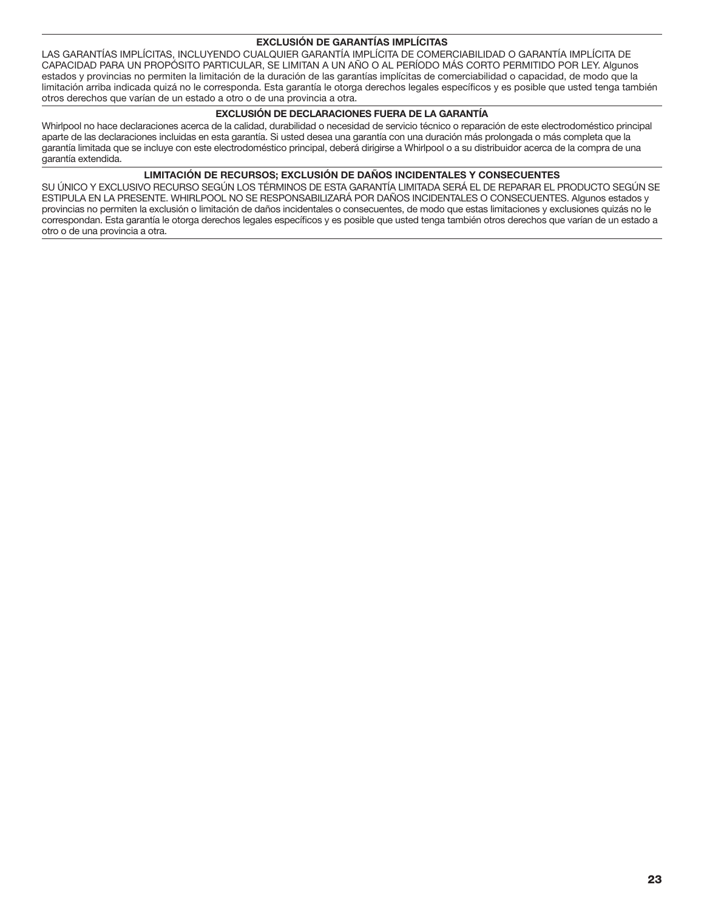### EXCLUSIÓN DE GARANTÍAS IMPLÍCITAS

LAS GARANTÍAS IMPLÍCITAS, INCLUYENDO CUALQUIER GARANTÍA IMPLÍCITA DE COMERCIABILIDAD O GARANTÍA IMPLÍCITA DE CAPACIDAD PARA UN PROPÓSITO PARTICULAR, SE LIMITAN A UN AÑO O AL PERÍODO MÁS CORTO PERMITIDO POR LEY. Algunos estados y provincias no permiten la limitación de la duración de las garantías implícitas de comerciabilidad o capacidad, de modo que la limitación arriba indicada quizá no le corresponda. Esta garantía le otorga derechos legales específicos y es posible que usted tenga también otros derechos que varían de un estado a otro o de una provincia a otra.

### EXCLUSIÓN DE DECLARACIONES FUERA DE LA GARANTÍA

Whirlpool no hace declaraciones acerca de la calidad, durabilidad o necesidad de servicio técnico o reparación de este electrodoméstico principal aparte de las declaraciones incluidas en esta garantía. Si usted desea una garantía con una duración más prolongada o más completa que la garantía limitada que se incluye con este electrodoméstico principal, deberá dirigirse a Whirlpool o a su distribuidor acerca de la compra de una garantía extendida.

### LIMITACIÓN DE RECURSOS; EXCLUSIÓN DE DAÑOS INCIDENTALES Y CONSECUENTES

SU ÚNICO Y EXCLUSIVO RECURSO SEGÚN LOS TÉRMINOS DE ESTA GARANTÍA LIMITADA SERÁ EL DE REPARAR EL PRODUCTO SEGÚN SE ESTIPULA EN LA PRESENTE. WHIRLPOOL NO SE RESPONSABILIZARÁ POR DAÑOS INCIDENTALES O CONSECUENTES. Algunos estados y provincias no permiten la exclusión o limitación de daños incidentales o consecuentes, de modo que estas limitaciones y exclusiones quizás no le correspondan. Esta garantía le otorga derechos legales específicos y es posible que usted tenga también otros derechos que varían de un estado a otro o de una provincia a otra.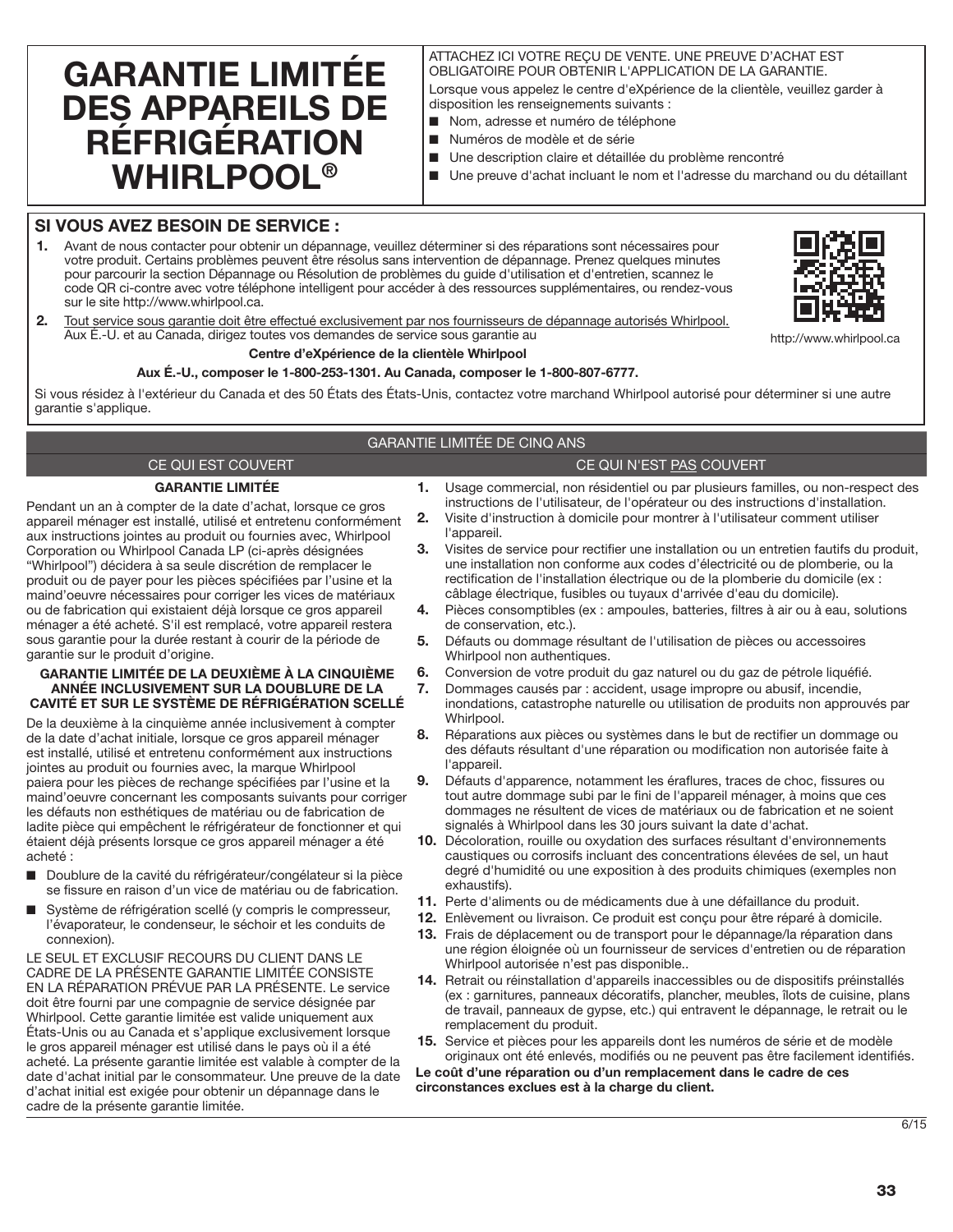# GARANTIE LIMITÉE DES APPAREILS DE RÉFRIGÉRATION WHIRLPOOL®

ATTACHEZ ICI VOTRE REÇU DE VENTE. UNE PREUVE D'ACHAT EST OBLIGATOIRE POUR OBTENIR L'APPLICATION DE LA GARANTIE.

Lorsque vous appelez le centre d'eXpérience de la clientèle, veuillez garder à disposition les renseignements suivants :

- Nom, adresse et numéro de téléphone
- Numéros de modèle et de série
- Une description claire et détaillée du problème rencontré
- Une preuve d'achat incluant le nom et l'adresse du marchand ou du détaillant

## SI VOUS AVEZ BESOIN DE SERVICE :

1. Avant de nous contacter pour obtenir un dépannage, veuillez déterminer si des réparations sont nécessaires pour votre produit. Certains problèmes peuvent être résolus sans intervention de dépannage. Prenez quelques minutes pour parcourir la section Dépannage ou Résolution de problèmes du guide d'utilisation et d'entretien, scannez le code QR ci-contre avec votre téléphone intelligent pour accéder à des ressources supplémentaires, ou rendez-vous sur le site http://www.whirlpool.ca.
2. Tout service sous garantie doit être effectué exclusivement par nos fournisseurs de dépannage autorisés Whirlpool. Aux É.-U. et au Canada, dirigez toutes vos demandes de service sous garantie au

http://www.whirlpool.ca

**Centre d'eXpérience de la clientèle Whirlpool**

**Aux É.-U., composer le 1-800-253-1301. Au Canada, composer le 1-800-807-6777.**

Si vous résidez à l'extérieur du Canada et des 50 États des États-Unis, contactez votre marchand Whirlpool autorisé pour déterminer si une autre garantie s'applique.

## GARANTIE LIMITÉE DE CINQ ANS

### CE QUI EST COUVERT

**GARANTIE LIMITÉE**

Pendant un an à compter de la date d'achat, lorsque ce gros appareil ménager est installé, utilisé et entretenu conformément aux instructions jointes au produit ou fournies avec, Whirlpool Corporation ou Whirlpool Canada LP (ci-après désignées "Whirlpool") décidera à sa seule discrétion de remplacer le produit ou de payer pour les pièces spécifiées par l'usine et la maind'oeuvre nécessaires pour corriger les vices de matériaux ou de fabrication qui existaient déjà lorsque ce gros appareil ménager a été acheté. S'il est remplacé, votre appareil restera sous garantie pour la durée restant à courir de la période de garantie sur le produit d'origine.

**GARANTIE LIMITÉE DE LA DEUXIÈME À LA CINQUIÈME ANNÉE INCLUSIVEMENT SUR LA DOUBLURE DE LA CAVITÉ ET SUR LE SYSTÈME DE RÉFRIGÉRATION SCELLÉ**

De la deuxième à la cinquième année inclusivement à compter de la date d'achat initiale, lorsque ce gros appareil ménager est installé, utilisé et entretenu conformément aux instructions jointes au produit ou fournies avec, la marque Whirlpool paiera pour les pièces de rechange spécifiées par l'usine et la maind'oeuvre concernant les composants suivants pour corriger les défauts non esthétiques de matériau ou de fabrication de ladite pièce qui empêchent le réfrigérateur de fonctionner et qui étaient déjà présents lorsque ce gros appareil ménager a été acheté :

- Doublure de la cavité du réfrigérateur/congélateur si la pièce se fissure en raison d'un vice de matériau ou de fabrication.
- Système de réfrigération scellé (y compris le compresseur, l'évaporateur, le condenseur, le séchoir et les conduits de connexion).

LE SEUL ET EXCLUSIF RECOURS DU CLIENT DANS LE CADRE DE LA PRÉSENTE GARANTIE LIMITÉE CONSISTE EN LA RÉPARATION PRÉVUE PAR LA PRÉSENTE. Le service doit être fourni par une compagnie de service désignée par Whirlpool. Cette garantie limitée est valide uniquement aux États-Unis ou au Canada et s'applique exclusivement lorsque le gros appareil ménager est utilisé dans le pays où il a été acheté. La présente garantie limitée est valable à compter de la date d'achat initial par le consommateur. Une preuve de la date d'achat initial est exigée pour obtenir un dépannage dans le cadre de la présente garantie limitée.

### CE QUI N'EST PAS COUVERT

1. Usage commercial, non résidentiel ou par plusieurs familles, ou non-respect des instructions de l'utilisateur, de l'opérateur ou des instructions d'installation.
2. Visite d'instruction à domicile pour montrer à l'utilisateur comment utiliser l'appareil.
3. Visites de service pour rectifier une installation ou un entretien fautifs du produit, une installation non conforme aux codes d'électricité ou de plomberie, ou la rectification de l'installation électrique ou de la plomberie du domicile (ex : câblage électrique, fusibles ou tuyaux d'arrivée d'eau du domicile).
4. Pièces consomptibles (ex : ampoules, batteries, filtres à air ou à eau, solutions de conservation, etc.).
5. Défauts ou dommage résultant de l'utilisation de pièces ou accessoires Whirlpool non authentiques.
6. Conversion de votre produit du gaz naturel ou du gaz de pétrole liquéfié.
7. Dommages causés par : accident, usage impropre ou abusif, incendie, inondations, catastrophe naturelle ou utilisation de produits non approuvés par Whirlpool.
8. Réparations aux pièces ou systèmes dans le but de rectifier un dommage ou des défauts résultant d'une réparation ou modification non autorisée faite à l'appareil.
9. Défauts d'apparence, notamment les éraflures, traces de choc, fissures ou tout autre dommage subi par le fini de l'appareil ménager, à moins que ces dommages ne résultent de vices de matériaux ou de fabrication et ne soient signalés à Whirlpool dans les 30 jours suivant la date d'achat.
10. Décoloration, rouille ou oxydation des surfaces résultant d'environnements caustiques ou corrosifs incluant des concentrations élevées de sel, un haut degré d'humidité ou une exposition à des produits chimiques (exemples non exhaustifs).
11. Perte d'aliments ou de médicaments due à une défaillance du produit.
12. Enlèvement ou livraison. Ce produit est conçu pour être réparé à domicile.
13. Frais de déplacement ou de transport pour le dépannage/la réparation dans une région éloignée où un fournisseur de services d'entretien ou de réparation Whirlpool autorisée n'est pas disponible..
14. Retrait ou réinstallation d'appareils inaccessibles ou de dispositifs préinstallés (ex : garnitures, panneaux décoratifs, plancher, meubles, îlots de cuisine, plans de travail, panneaux de gypse, etc.) qui entravent le dépannage, le retrait ou le remplacement du produit.
15. Service et pièces pour les appareils dont les numéros de série et de modèle originaux ont été enlevés, modifiés ou ne peuvent pas être facilement identifiés.

**Le coût d'une réparation ou d'un remplacement dans le cadre de ces circonstances exclues est à la charge du client.**

6/15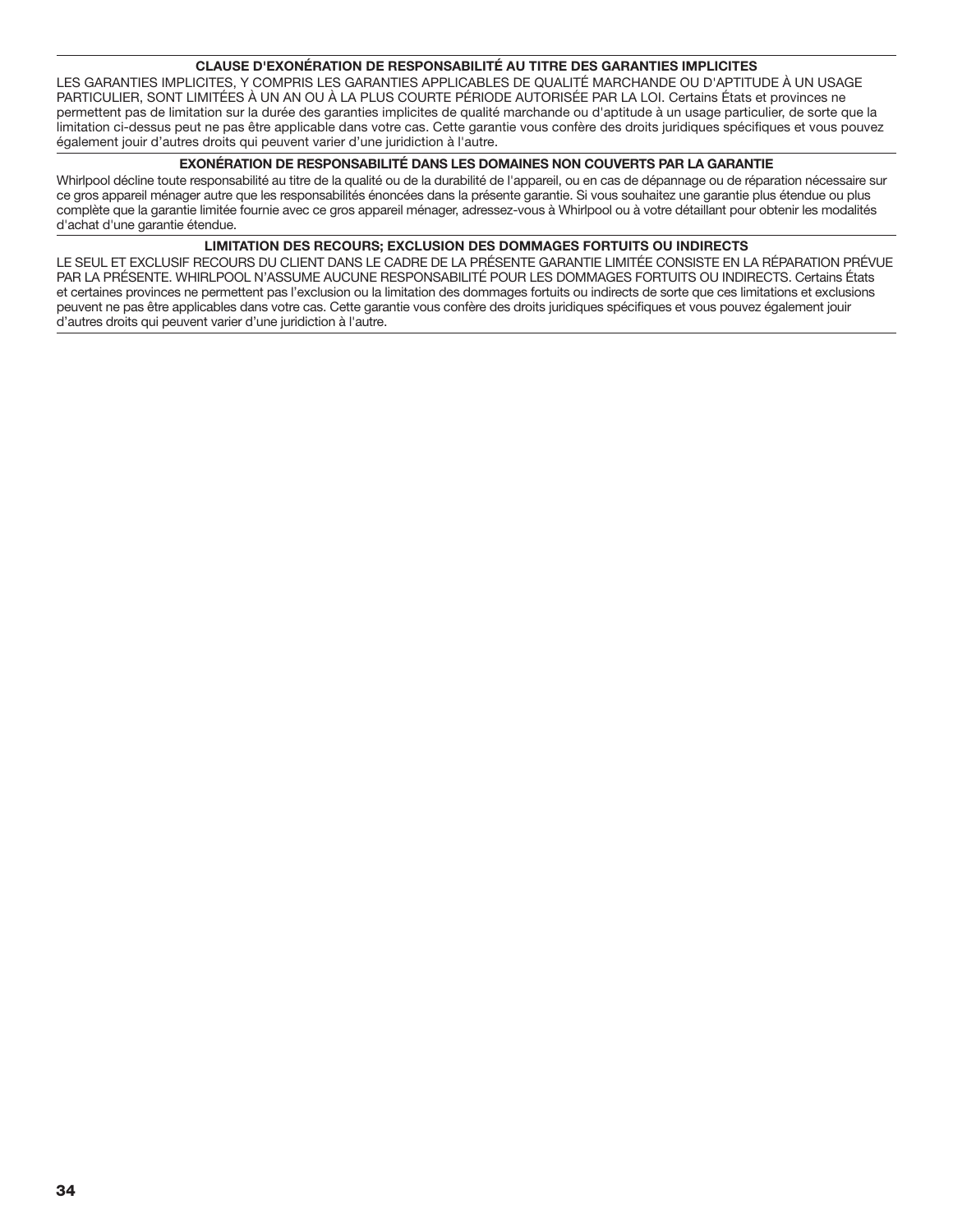### CLAUSE D'EXONÉRATION DE RESPONSABILITÉ AU TITRE DES GARANTIES IMPLICITES

LES GARANTIES IMPLICITES, Y COMPRIS LES GARANTIES APPLICABLES DE QUALITÉ MARCHANDE OU D'APTITUDE À UN USAGE PARTICULIER, SONT LIMITÉES À UN AN OU À LA PLUS COURTE PÉRIODE AUTORISÉE PAR LA LOI. Certains États et provinces ne permettent pas de limitation sur la durée des garanties implicites de qualité marchande ou d'aptitude à un usage particulier, de sorte que la limitation ci-dessus peut ne pas être applicable dans votre cas. Cette garantie vous confère des droits juridiques spécifiques et vous pouvez également jouir d'autres droits qui peuvent varier d'une juridiction à l'autre.

### EXONÉRATION DE RESPONSABILITÉ DANS LES DOMAINES NON COUVERTS PAR LA GARANTIE

Whirlpool décline toute responsabilité au titre de la qualité ou de la durabilité de l'appareil, ou en cas de dépannage ou de réparation nécessaire sur ce gros appareil ménager autre que les responsabilités énoncées dans la présente garantie. Si vous souhaitez une garantie plus étendue ou plus complète que la garantie limitée fournie avec ce gros appareil ménager, adressez-vous à Whirlpool ou à votre détaillant pour obtenir les modalités d'achat d'une garantie étendue.

### LIMITATION DES RECOURS; EXCLUSION DES DOMMAGES FORTUITS OU INDIRECTS

LE SEUL ET EXCLUSIF RECOURS DU CLIENT DANS LE CADRE DE LA PRÉSENTE GARANTIE LIMITÉE CONSISTE EN LA RÉPARATION PRÉVUE PAR LA PRÉSENTE. WHIRLPOOL N'ASSUME AUCUNE RESPONSABILITÉ POUR LES DOMMAGES FORTUITS OU INDIRECTS. Certains États et certaines provinces ne permettent pas l'exclusion ou la limitation des dommages fortuits ou indirects de sorte que ces limitations et exclusions peuvent ne pas être applicables dans votre cas. Cette garantie vous confère des droits juridiques spécifiques et vous pouvez également jouir d'autres droits qui peuvent varier d'une juridiction à l'autre.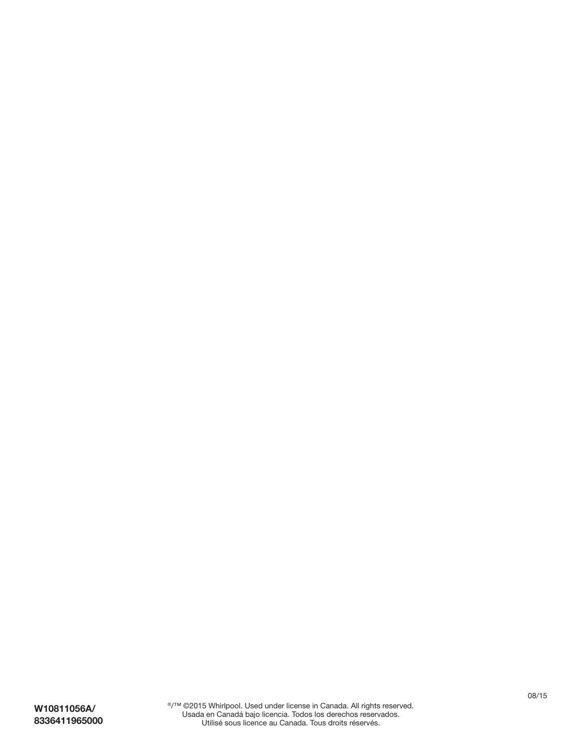08/15

**W10811056A/**
**8336411965000**

®/™ ©2015 Whirlpool. Used under license in Canada. All rights reserved.
Usada en Canadá bajo licencia. Todos los derechos reservados.
Utilisé sous licence au Canada. Tous droits réservés.